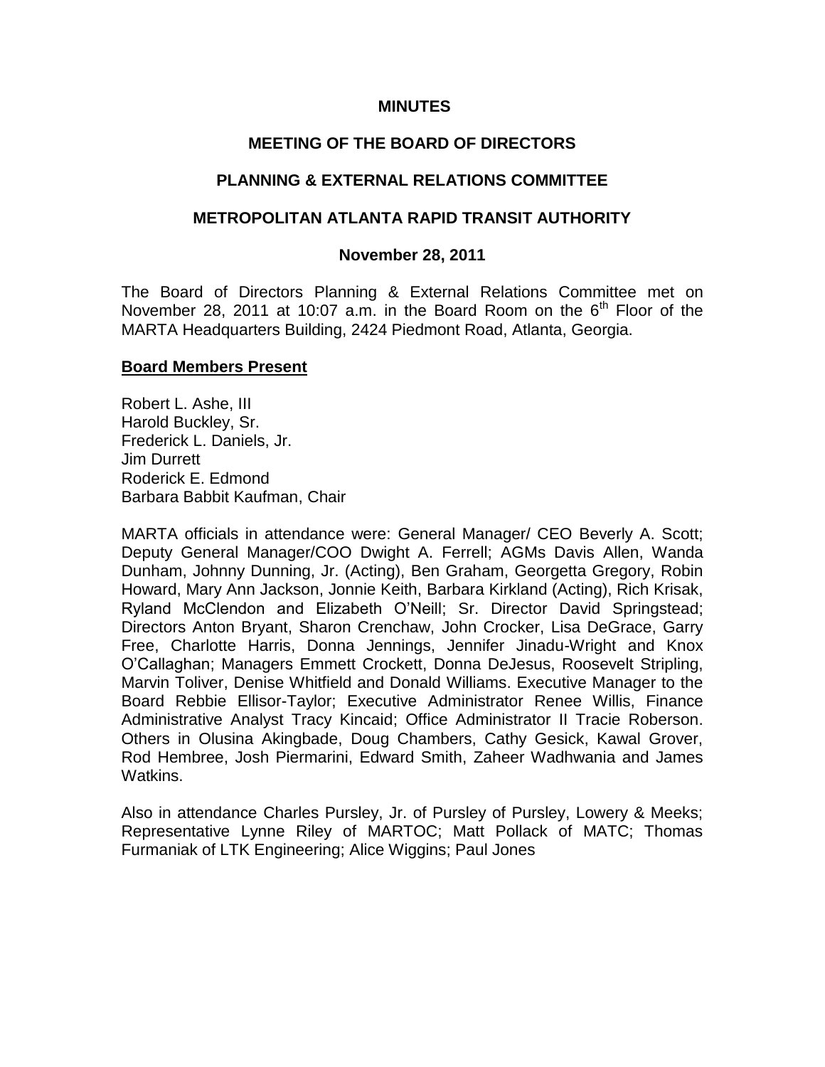**MINUTES**

**MEETING OF THE BOARD OF DIRECTORS**

**PLANNING & EXTERNAL RELATIONS COMMITTEE**

**METROPOLITAN ATLANTA RAPID TRANSIT AUTHORITY**

**November 28, 2011**

The Board of Directors Planning & External Relations Committee met on November 28, 2011 at 10:07 a.m. in the Board Room on the 6th Floor of the MARTA Headquarters Building, 2424 Piedmont Road, Atlanta, Georgia.

**Board Members Present**

Robert L. Ashe, III
Harold Buckley, Sr.
Frederick L. Daniels, Jr.
Jim Durrett
Roderick E. Edmond
Barbara Babbit Kaufman, Chair

MARTA officials in attendance were: General Manager/ CEO Beverly A. Scott; Deputy General Manager/COO Dwight A. Ferrell; AGMs Davis Allen, Wanda Dunham, Johnny Dunning, Jr. (Acting), Ben Graham, Georgetta Gregory, Robin Howard, Mary Ann Jackson, Jonnie Keith, Barbara Kirkland (Acting), Rich Krisak, Ryland McClendon and Elizabeth O'Neill; Sr. Director David Springstead; Directors Anton Bryant, Sharon Crenchaw, John Crocker, Lisa DeGrace, Garry Free, Charlotte Harris, Donna Jennings, Jennifer Jinadu-Wright and Knox O'Callaghan; Managers Emmett Crockett, Donna DeJesus, Roosevelt Stripling, Marvin Toliver, Denise Whitfield and Donald Williams. Executive Manager to the Board Rebbie Ellisor-Taylor; Executive Administrator Renee Willis, Finance Administrative Analyst Tracy Kincaid; Office Administrator II Tracie Roberson. Others in Olusina Akingbade, Doug Chambers, Cathy Gesick, Kawal Grover, Rod Hembree, Josh Piermarini, Edward Smith, Zaheer Wadhwania and James Watkins.

Also in attendance Charles Pursley, Jr. of Pursley of Pursley, Lowery & Meeks; Representative Lynne Riley of MARTOC; Matt Pollack of MATC; Thomas Furmaniak of LTK Engineering; Alice Wiggins; Paul Jones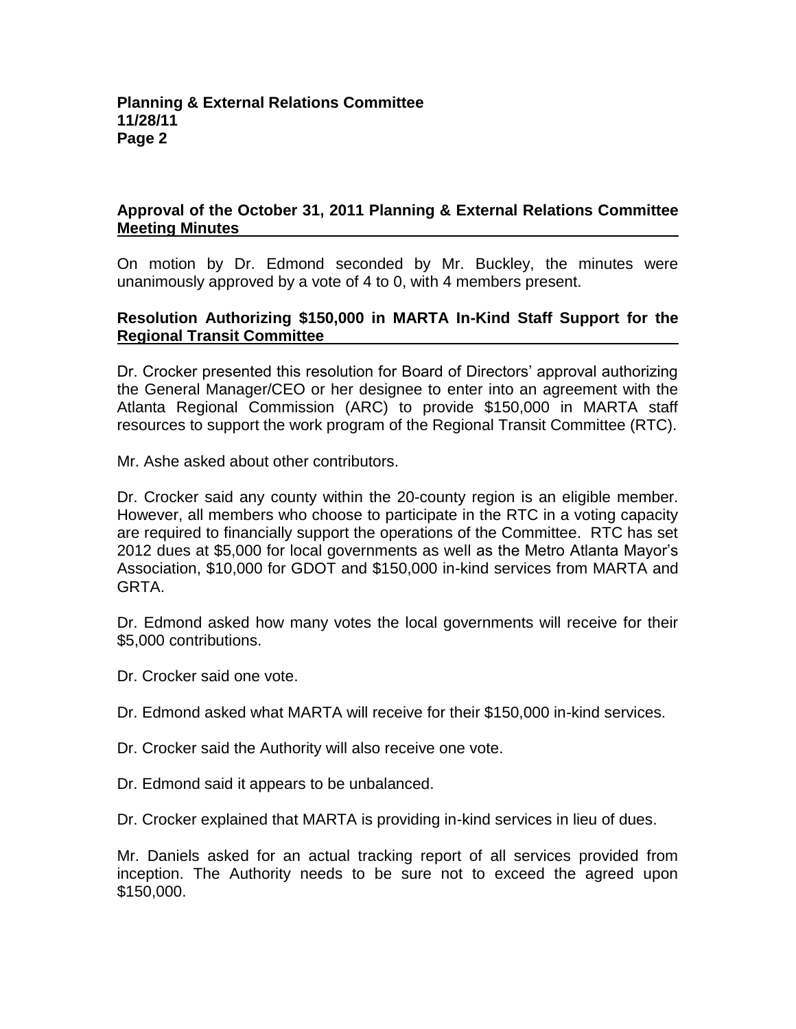## Approval of the October 31, 2011 Planning & External Relations Committee Meeting Minutes

On motion by Dr. Edmond seconded by Mr. Buckley, the minutes were unanimously approved by a vote of 4 to 0, with 4 members present.

## Resolution Authorizing $150,000 in MARTA In-Kind Staff Support for the Regional Transit Committee

Dr. Crocker presented this resolution for Board of Directors' approval authorizing the General Manager/CEO or her designee to enter into an agreement with the Atlanta Regional Commission (ARC) to provide $150,000 in MARTA staff resources to support the work program of the Regional Transit Committee (RTC).

Mr. Ashe asked about other contributors.

Dr. Crocker said any county within the 20-county region is an eligible member. However, all members who choose to participate in the RTC in a voting capacity are required to financially support the operations of the Committee. RTC has set 2012 dues at $5,000 for local governments as well as the Metro Atlanta Mayor's Association, $10,000 for GDOT and $150,000 in-kind services from MARTA and GRTA.

Dr. Edmond asked how many votes the local governments will receive for their $5,000 contributions.

Dr. Crocker said one vote.

Dr. Edmond asked what MARTA will receive for their $150,000 in-kind services.

Dr. Crocker said the Authority will also receive one vote.

Dr. Edmond said it appears to be unbalanced.

Dr. Crocker explained that MARTA is providing in-kind services in lieu of dues.

Mr. Daniels asked for an actual tracking report of all services provided from inception. The Authority needs to be sure not to exceed the agreed upon $150,000.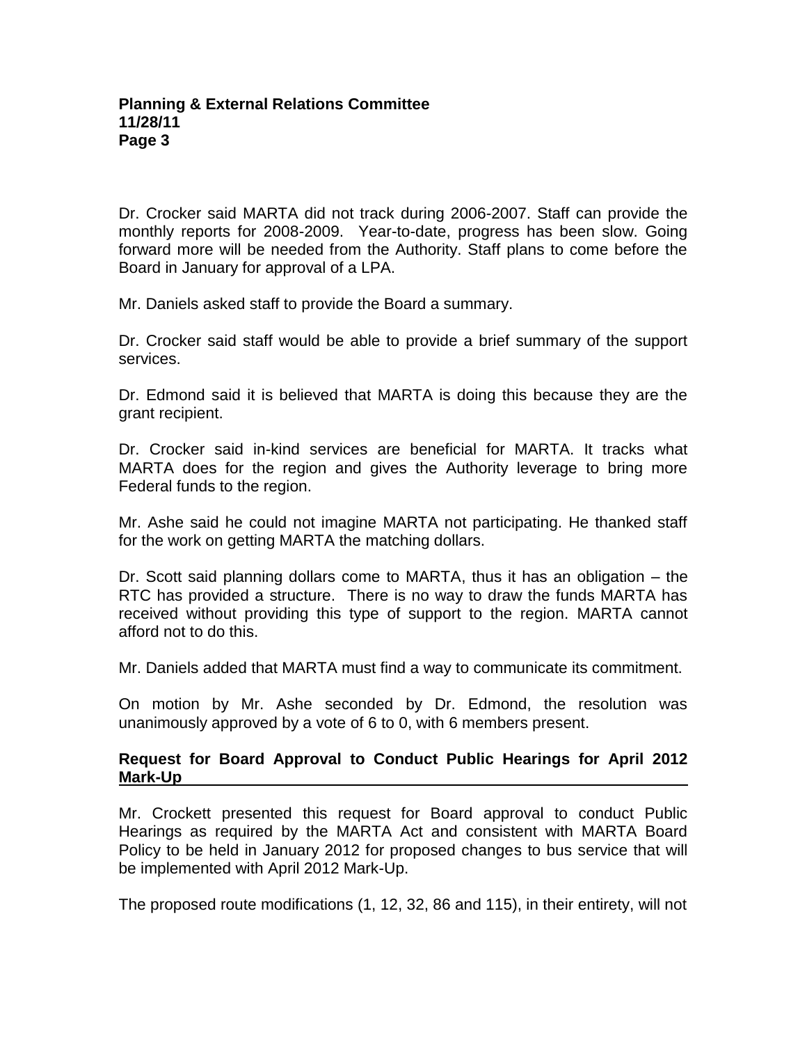Dr. Crocker said MARTA did not track during 2006-2007. Staff can provide the monthly reports for 2008-2009. Year-to-date, progress has been slow. Going forward more will be needed from the Authority. Staff plans to come before the Board in January for approval of a LPA.

Mr. Daniels asked staff to provide the Board a summary.

Dr. Crocker said staff would be able to provide a brief summary of the support services.

Dr. Edmond said it is believed that MARTA is doing this because they are the grant recipient.

Dr. Crocker said in-kind services are beneficial for MARTA. It tracks what MARTA does for the region and gives the Authority leverage to bring more Federal funds to the region.

Mr. Ashe said he could not imagine MARTA not participating. He thanked staff for the work on getting MARTA the matching dollars.

Dr. Scott said planning dollars come to MARTA, thus it has an obligation – the RTC has provided a structure. There is no way to draw the funds MARTA has received without providing this type of support to the region. MARTA cannot afford not to do this.

Mr. Daniels added that MARTA must find a way to communicate its commitment.

On motion by Mr. Ashe seconded by Dr. Edmond, the resolution was unanimously approved by a vote of 6 to 0, with 6 members present.

## Request for Board Approval to Conduct Public Hearings for April 2012 Mark-Up

Mr. Crockett presented this request for Board approval to conduct Public Hearings as required by the MARTA Act and consistent with MARTA Board Policy to be held in January 2012 for proposed changes to bus service that will be implemented with April 2012 Mark-Up.

The proposed route modifications (1, 12, 32, 86 and 115), in their entirety, will not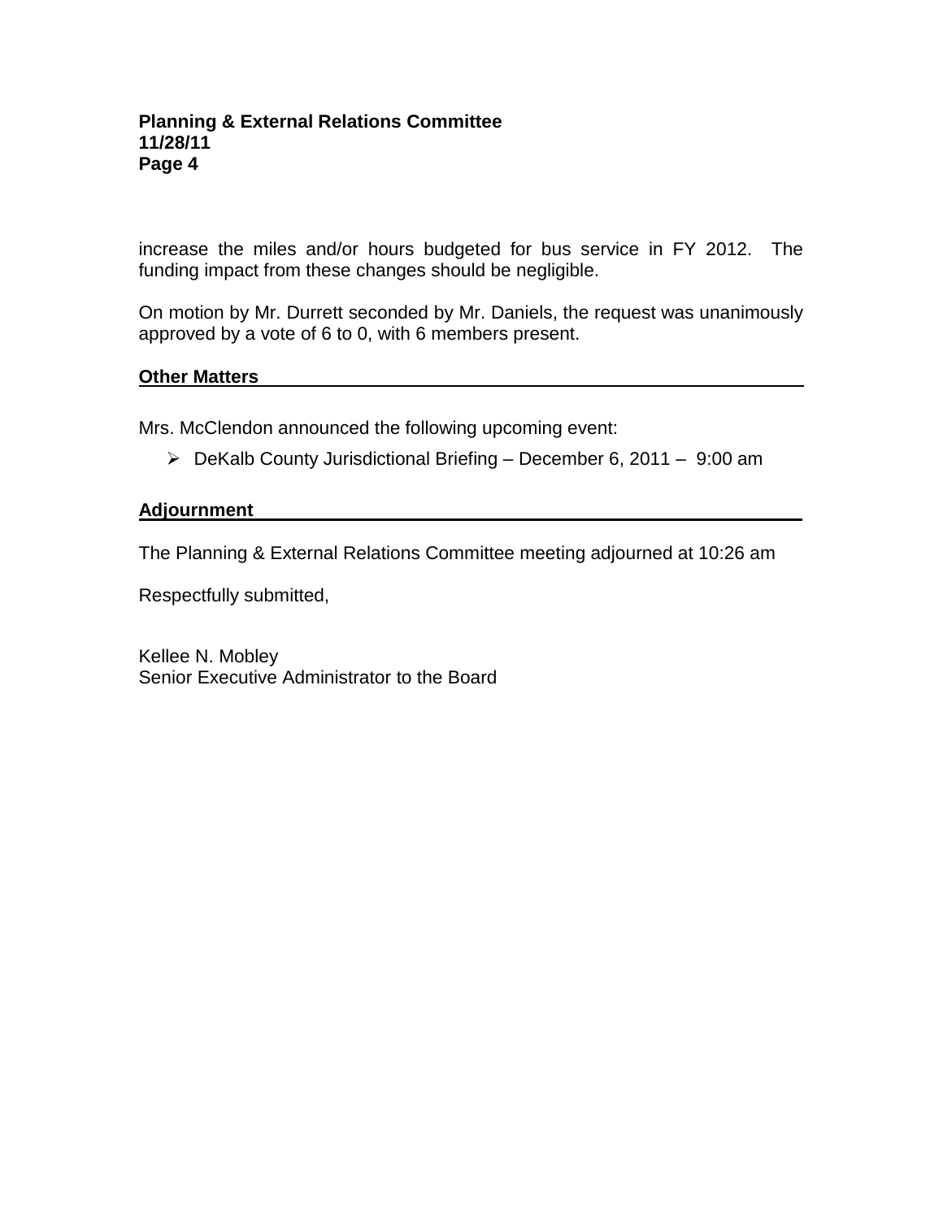increase the miles and/or hours budgeted for bus service in FY 2012. The funding impact from these changes should be negligible.

On motion by Mr. Durrett seconded by Mr. Daniels, the request was unanimously approved by a vote of 6 to 0, with 6 members present.

## Other Matters

Mrs. McClendon announced the following upcoming event:

- DeKalb County Jurisdictional Briefing – December 6, 2011 – 9:00 am

## Adjournment

The Planning & External Relations Committee meeting adjourned at 10:26 am

Respectfully submitted,

Kellee N. Mobley
Senior Executive Administrator to the Board